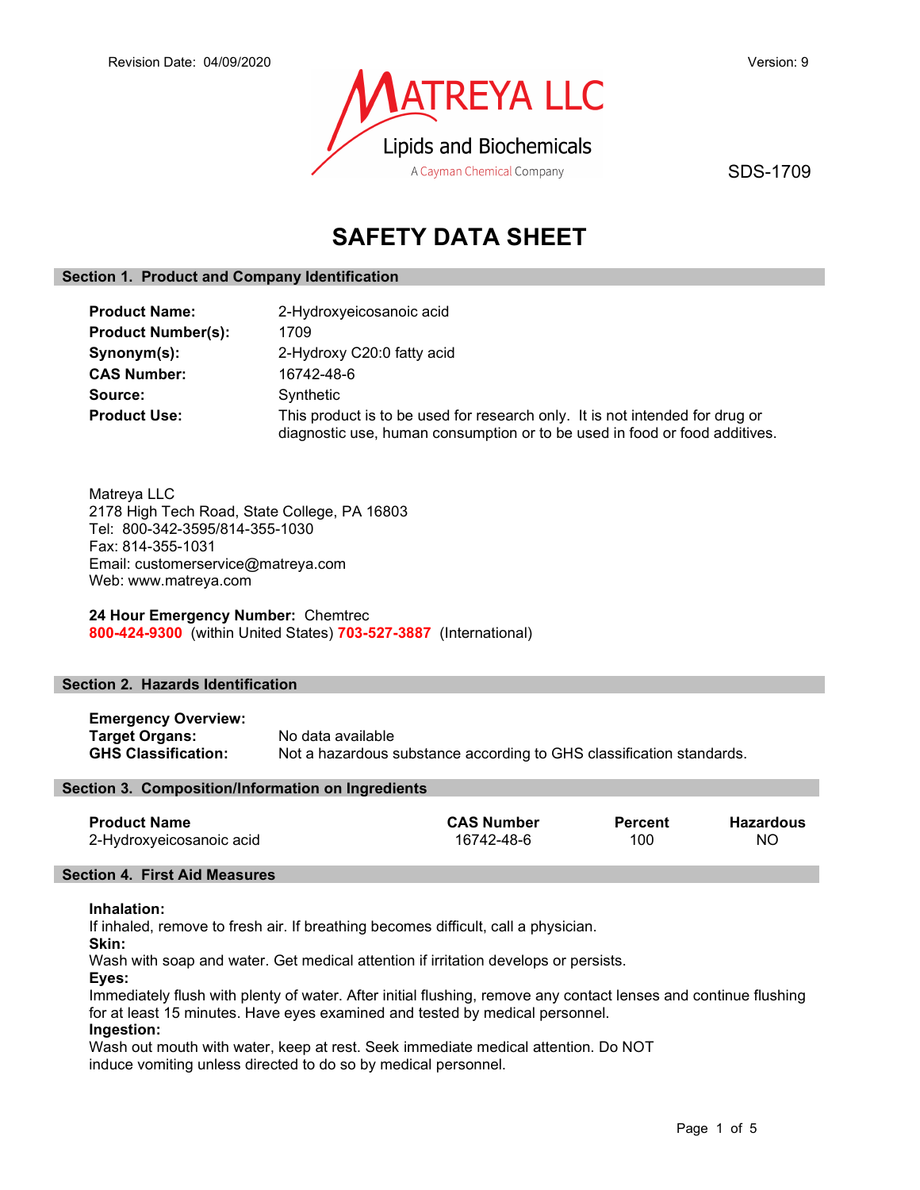Revision Date: 04/09/2020

Version: 9

MATREYA LLC
Lipids and Biochemicals
A Cayman Chemical Company

SDS-1709

# SAFETY DATA SHEET

## Section 1. Product and Company Identification

**Product Name:** 2-Hydroxyeicosanoic acid
**Product Number(s):** 1709
**Synonym(s):** 2-Hydroxy C20:0 fatty acid
**CAS Number:** 16742-48-6
**Source:** Synthetic
**Product Use:** This product is to be used for research only. It is not intended for drug or diagnostic use, human consumption or to be used in food or food additives.

Matreya LLC
2178 High Tech Road, State College, PA 16803
Tel: 800-342-3595/814-355-1030
Fax: 814-355-1031
Email: customerservice@matreya.com
Web: www.matreya.com

**24 Hour Emergency Number:** Chemtrec
**800-424-9300** (within United States) **703-527-3887** (International)

## Section 2. Hazards Identification

**Emergency Overview:**
**Target Organs:** No data available
**GHS Classification:** Not a hazardous substance according to GHS classification standards.

## Section 3. Composition/Information on Ingredients

| Product Name | CAS Number | Percent | Hazardous |
|---|---|---|---|
| 2-Hydroxyeicosanoic acid | 16742-48-6 | 100 | NO |

## Section 4. First Aid Measures

**Inhalation:**
If inhaled, remove to fresh air. If breathing becomes difficult, call a physician.
**Skin:**
Wash with soap and water. Get medical attention if irritation develops or persists.
**Eyes:**
Immediately flush with plenty of water. After initial flushing, remove any contact lenses and continue flushing for at least 15 minutes. Have eyes examined and tested by medical personnel.
**Ingestion:**
Wash out mouth with water, keep at rest. Seek immediate medical attention. Do NOT induce vomiting unless directed to do so by medical personnel.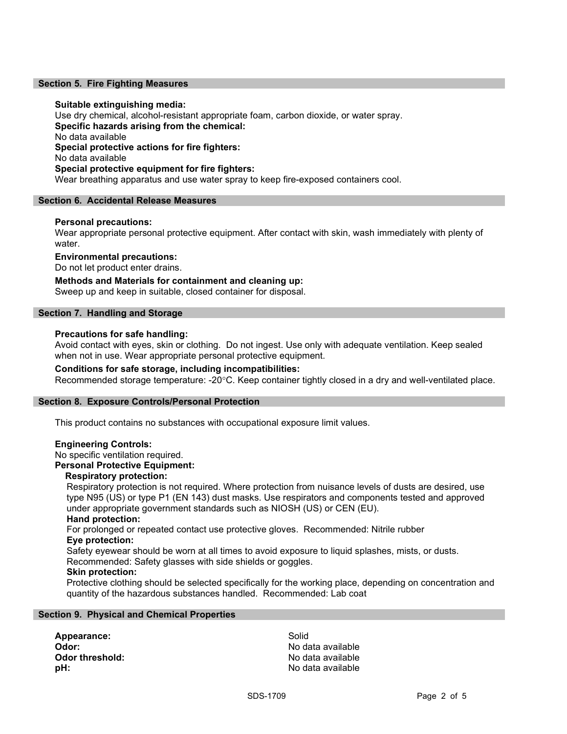## Section 5. Fire Fighting Measures

**Suitable extinguishing media:**
Use dry chemical, alcohol-resistant appropriate foam, carbon dioxide, or water spray.
**Specific hazards arising from the chemical:**
No data available
**Special protective actions for fire fighters:**
No data available
**Special protective equipment for fire fighters:**
Wear breathing apparatus and use water spray to keep fire-exposed containers cool.

## Section 6. Accidental Release Measures

**Personal precautions:**
Wear appropriate personal protective equipment. After contact with skin, wash immediately with plenty of water.

**Environmental precautions:**
Do not let product enter drains.

**Methods and Materials for containment and cleaning up:**
Sweep up and keep in suitable, closed container for disposal.

## Section 7. Handling and Storage

**Precautions for safe handling:**
Avoid contact with eyes, skin or clothing. Do not ingest. Use only with adequate ventilation. Keep sealed when not in use. Wear appropriate personal protective equipment.

**Conditions for safe storage, including incompatibilities:**
Recommended storage temperature: -20°C. Keep container tightly closed in a dry and well-ventilated place.

## Section 8. Exposure Controls/Personal Protection

This product contains no substances with occupational exposure limit values.

**Engineering Controls:**
No specific ventilation required.
**Personal Protective Equipment:**

**Respiratory protection:**
Respiratory protection is not required. Where protection from nuisance levels of dusts are desired, use type N95 (US) or type P1 (EN 143) dust masks. Use respirators and components tested and approved under appropriate government standards such as NIOSH (US) or CEN (EU).

**Hand protection:**
For prolonged or repeated contact use protective gloves. Recommended: Nitrile rubber

**Eye protection:**
Safety eyewear should be worn at all times to avoid exposure to liquid splashes, mists, or dusts. Recommended: Safety glasses with side shields or goggles.

**Skin protection:**
Protective clothing should be selected specifically for the working place, depending on concentration and quantity of the hazardous substances handled. Recommended: Lab coat

## Section 9. Physical and Chemical Properties

| | |
|---|---|
| **Appearance:** | Solid |
| **Odor:** | No data available |
| **Odor threshold:** | No data available |
| **pH:** | No data available |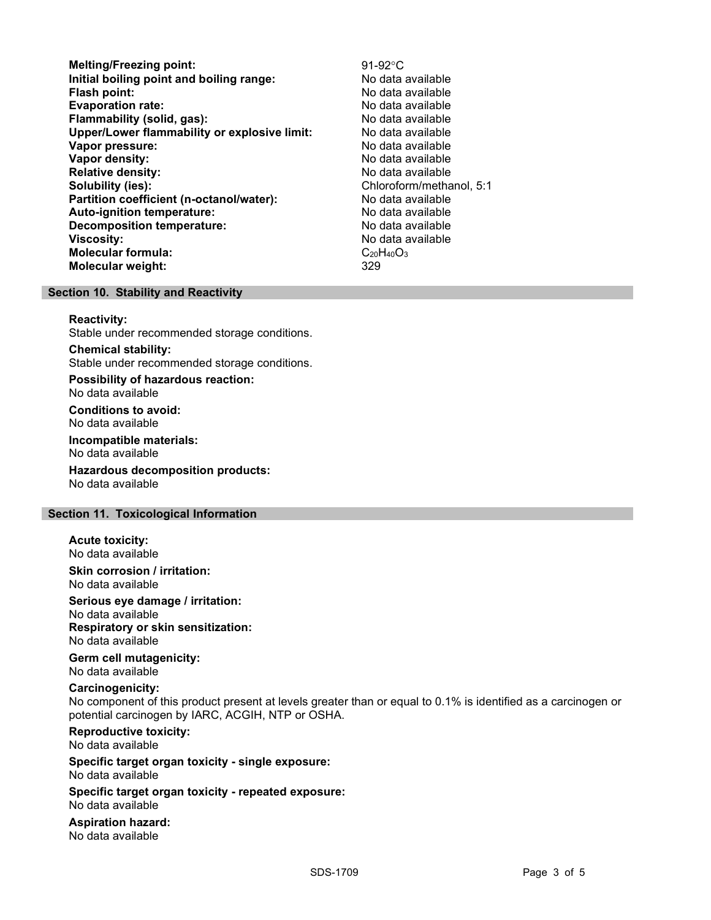| | |
|---|---|
| **Melting/Freezing point:** | 91-92°C |
| **Initial boiling point and boiling range:** | No data available |
| **Flash point:** | No data available |
| **Evaporation rate:** | No data available |
| **Flammability (solid, gas):** | No data available |
| **Upper/Lower flammability or explosive limit:** | No data available |
| **Vapor pressure:** | No data available |
| **Vapor density:** | No data available |
| **Relative density:** | No data available |
| **Solubility (ies):** | Chloroform/methanol, 5:1 |
| **Partition coefficient (n-octanol/water):** | No data available |
| **Auto-ignition temperature:** | No data available |
| **Decomposition temperature:** | No data available |
| **Viscosity:** | No data available |
| **Molecular formula:** | $C_{20}H_{40}O_3$ |
| **Molecular weight:** | 329 |

## Section 10. Stability and Reactivity

**Reactivity:**
Stable under recommended storage conditions.

**Chemical stability:**
Stable under recommended storage conditions.

**Possibility of hazardous reaction:**
No data available

**Conditions to avoid:**
No data available

**Incompatible materials:**
No data available

**Hazardous decomposition products:**
No data available

## Section 11. Toxicological Information

**Acute toxicity:**
No data available

**Skin corrosion / irritation:**
No data available

**Serious eye damage / irritation:**
No data available

**Respiratory or skin sensitization:**
No data available

**Germ cell mutagenicity:**
No data available

**Carcinogenicity:**
No component of this product present at levels greater than or equal to 0.1% is identified as a carcinogen or potential carcinogen by IARC, ACGIH, NTP or OSHA.

**Reproductive toxicity:**
No data available

**Specific target organ toxicity - single exposure:**
No data available

**Specific target organ toxicity - repeated exposure:**
No data available

**Aspiration hazard:**
No data available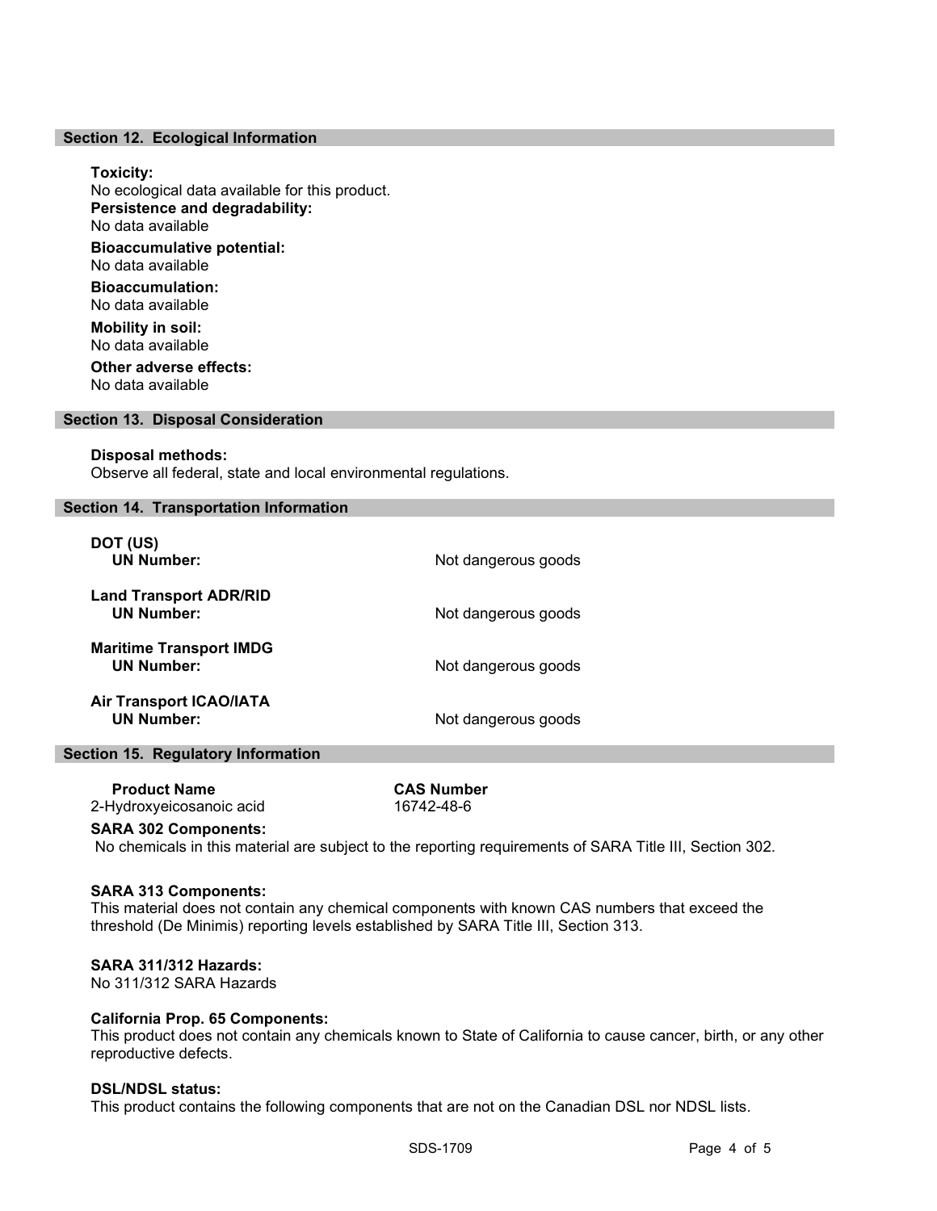## Section 12. Ecological Information

**Toxicity:**
No ecological data available for this product.

**Persistence and degradability:**
No data available

**Bioaccumulative potential:**
No data available

**Bioaccumulation:**
No data available

**Mobility in soil:**
No data available

**Other adverse effects:**
No data available

## Section 13. Disposal Consideration

**Disposal methods:**
Observe all federal, state and local environmental regulations.

## Section 14. Transportation Information

**DOT (US)**
**UN Number:** Not dangerous goods

**Land Transport ADR/RID**
**UN Number:** Not dangerous goods

**Maritime Transport IMDG**
**UN Number:** Not dangerous goods

**Air Transport ICAO/IATA**
**UN Number:** Not dangerous goods

## Section 15. Regulatory Information

| Product Name | CAS Number |
|---|---|
| 2-Hydroxyeicosanoic acid | 16742-48-6 |

**SARA 302 Components:**
No chemicals in this material are subject to the reporting requirements of SARA Title III, Section 302.

**SARA 313 Components:**
This material does not contain any chemical components with known CAS numbers that exceed the threshold (De Minimis) reporting levels established by SARA Title III, Section 313.

**SARA 311/312 Hazards:**
No 311/312 SARA Hazards

**California Prop. 65 Components:**
This product does not contain any chemicals known to State of California to cause cancer, birth, or any other reproductive defects.

**DSL/NDSL status:**
This product contains the following components that are not on the Canadian DSL nor NDSL lists.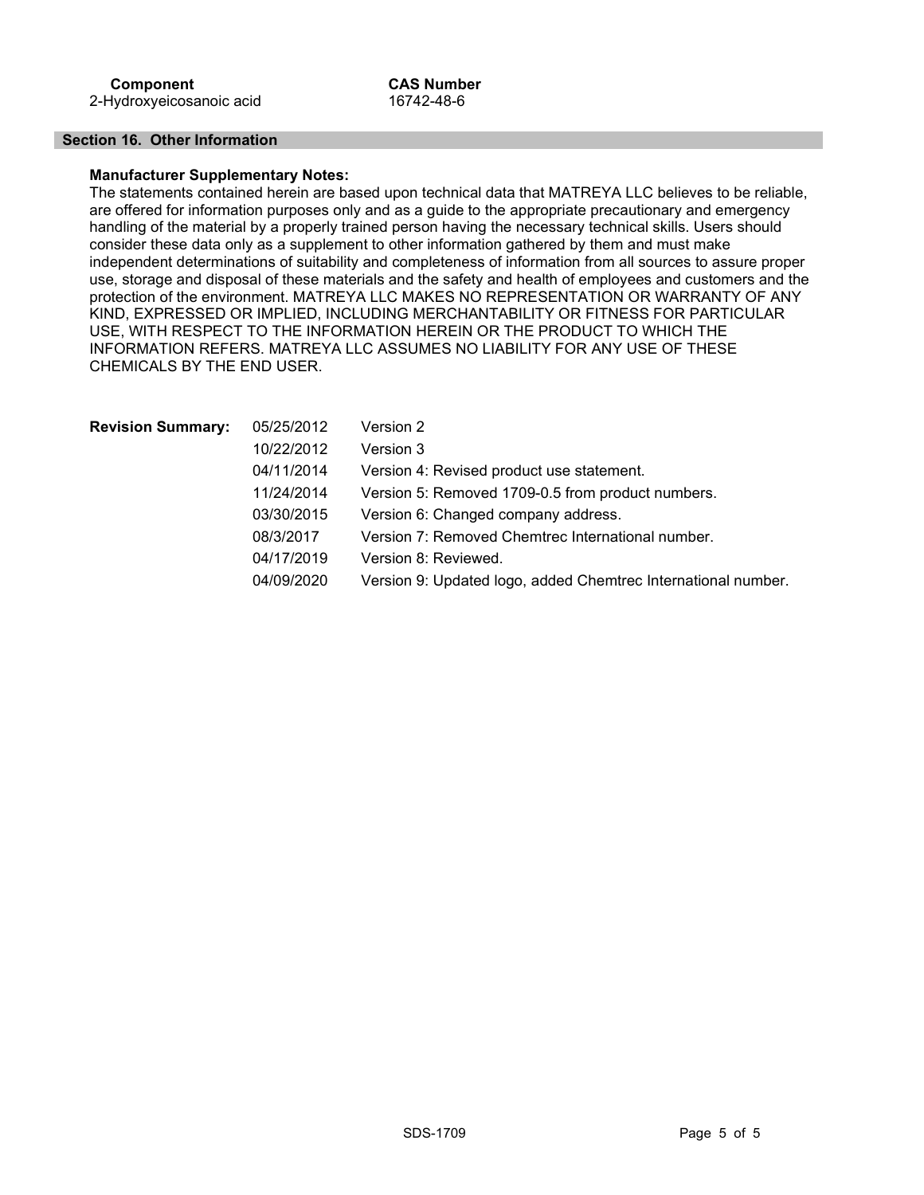| Component | CAS Number |
| --- | --- |
| 2-Hydroxyeicosanoic acid | 16742-48-6 |

## Section 16. Other Information

**Manufacturer Supplementary Notes:**

The statements contained herein are based upon technical data that MATREYA LLC believes to be reliable, are offered for information purposes only and as a guide to the appropriate precautionary and emergency handling of the material by a properly trained person having the necessary technical skills. Users should consider these data only as a supplement to other information gathered by them and must make independent determinations of suitability and completeness of information from all sources to assure proper use, storage and disposal of these materials and the safety and health of employees and customers and the protection of the environment. MATREYA LLC MAKES NO REPRESENTATION OR WARRANTY OF ANY KIND, EXPRESSED OR IMPLIED, INCLUDING MERCHANTABILITY OR FITNESS FOR PARTICULAR USE, WITH RESPECT TO THE INFORMATION HEREIN OR THE PRODUCT TO WHICH THE INFORMATION REFERS. MATREYA LLC ASSUMES NO LIABILITY FOR ANY USE OF THESE CHEMICALS BY THE END USER.

| | | |
| --- | --- | --- |
| **Revision Summary:** | 05/25/2012 | Version 2 |
| | 10/22/2012 | Version 3 |
| | 04/11/2014 | Version 4: Revised product use statement. |
| | 11/24/2014 | Version 5: Removed 1709-0.5 from product numbers. |
| | 03/30/2015 | Version 6: Changed company address. |
| | 08/3/2017 | Version 7: Removed Chemtrec International number. |
| | 04/17/2019 | Version 8: Reviewed. |
| | 04/09/2020 | Version 9: Updated logo, added Chemtrec International number. |

SDS-1709